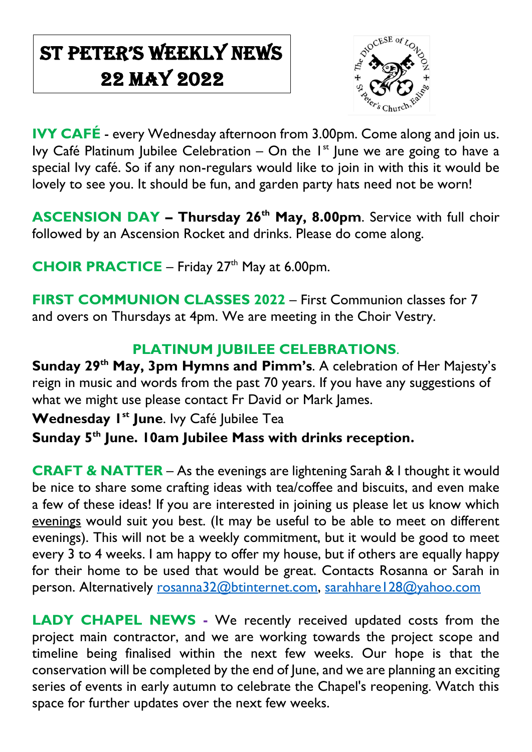# ST PETER'S WEEKLY NEWS 22 MAY 2022

**IVY CAFÉ** - every Wednesday afternoon from 3.00pm. Come along and join us. Ivy Café Platinum Jubilee Celebration – On the 1st June we are going to have a special Ivy café. So if any non-regulars would like to join in with this it would be lovely to see you. It should be fun, and garden party hats need not be worn!

**ASCENSION DAY – Thursday 26th May, 8.00pm**. Service with full choir followed by an Ascension Rocket and drinks. Please do come along.

**CHOIR PRACTICE** – Friday 27th May at 6.00pm.

**FIRST COMMUNION CLASSES 2022** – First Communion classes for 7 and overs on Thursdays at 4pm. We are meeting in the Choir Vestry.

## PLATINUM JUBILEE CELEBRATIONS.

**Sunday 29th May, 3pm Hymns and Pimm's**. A celebration of Her Majesty's reign in music and words from the past 70 years. If you have any suggestions of what we might use please contact Fr David or Mark James.

**Wednesday 1st June**. Ivy Café Jubilee Tea

**Sunday 5th June. 10am Jubilee Mass with drinks reception.**

**CRAFT & NATTER** – As the evenings are lightening Sarah & I thought it would be nice to share some crafting ideas with tea/coffee and biscuits, and even make a few of these ideas! If you are interested in joining us please let us know which evenings would suit you best. (It may be useful to be able to meet on different evenings). This will not be a weekly commitment, but it would be good to meet every 3 to 4 weeks. I am happy to offer my house, but if others are equally happy for their home to be used that would be great. Contacts Rosanna or Sarah in person. Alternatively rosanna32@btinternet.com, sarahhare128@yahoo.com

**LADY CHAPEL NEWS** - We recently received updated costs from the project main contractor, and we are working towards the project scope and timeline being finalised within the next few weeks. Our hope is that the conservation will be completed by the end of June, and we are planning an exciting series of events in early autumn to celebrate the Chapel's reopening. Watch this space for further updates over the next few weeks.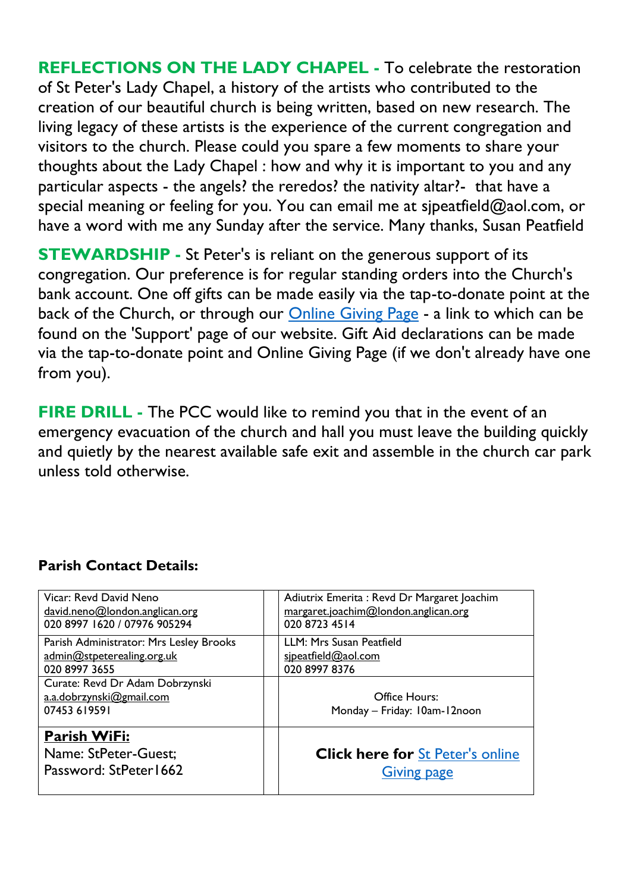**REFLECTIONS ON THE LADY CHAPEL -** To celebrate the restoration of St Peter's Lady Chapel, a history of the artists who contributed to the creation of our beautiful church is being written, based on new research. The living legacy of these artists is the experience of the current congregation and visitors to the church. Please could you spare a few moments to share your thoughts about the Lady Chapel : how and why it is important to you and any particular aspects - the angels? the reredos? the nativity altar?- that have a special meaning or feeling for you. You can email me at sjpeatfield@aol.com, or have a word with me any Sunday after the service. Many thanks, Susan Peatfield

**STEWARDSHIP -** St Peter's is reliant on the generous support of its congregation. Our preference is for regular standing orders into the Church's bank account. One off gifts can be made easily via the tap-to-donate point at the back of the Church, or through our Online Giving Page - a link to which can be found on the 'Support' page of our website. Gift Aid declarations can be made via the tap-to-donate point and Online Giving Page (if we don't already have one from you).

**FIRE DRILL -** The PCC would like to remind you that in the event of an emergency evacuation of the church and hall you must leave the building quickly and quietly by the nearest available safe exit and assemble in the church car park unless told otherwise.

**Parish Contact Details:**

| | | |
|---|---|---|
| Vicar: Revd David Neno<br>david.neno@london.anglican.org<br>020 8997 1620 / 07976 905294 | | Adiutrix Emerita : Revd Dr Margaret Joachim<br>margaret.joachim@london.anglican.org<br>020 8723 4514 |
| Parish Administrator: Mrs Lesley Brooks<br>admin@stpeterealing.org.uk<br>020 8997 3655 | | LLM: Mrs Susan Peatfield<br>sjpeatfield@aol.com<br>020 8997 8376 |
| Curate: Revd Dr Adam Dobrzynski<br>a.a.dobrzynski@gmail.com<br>07453 619591 | | Office Hours:<br>Monday – Friday: 10am-12noon |
| **Parish WiFi:**<br>Name: StPeter-Guest;<br>Password: StPeter1662 | | **Click here for** St Peter's online Giving page |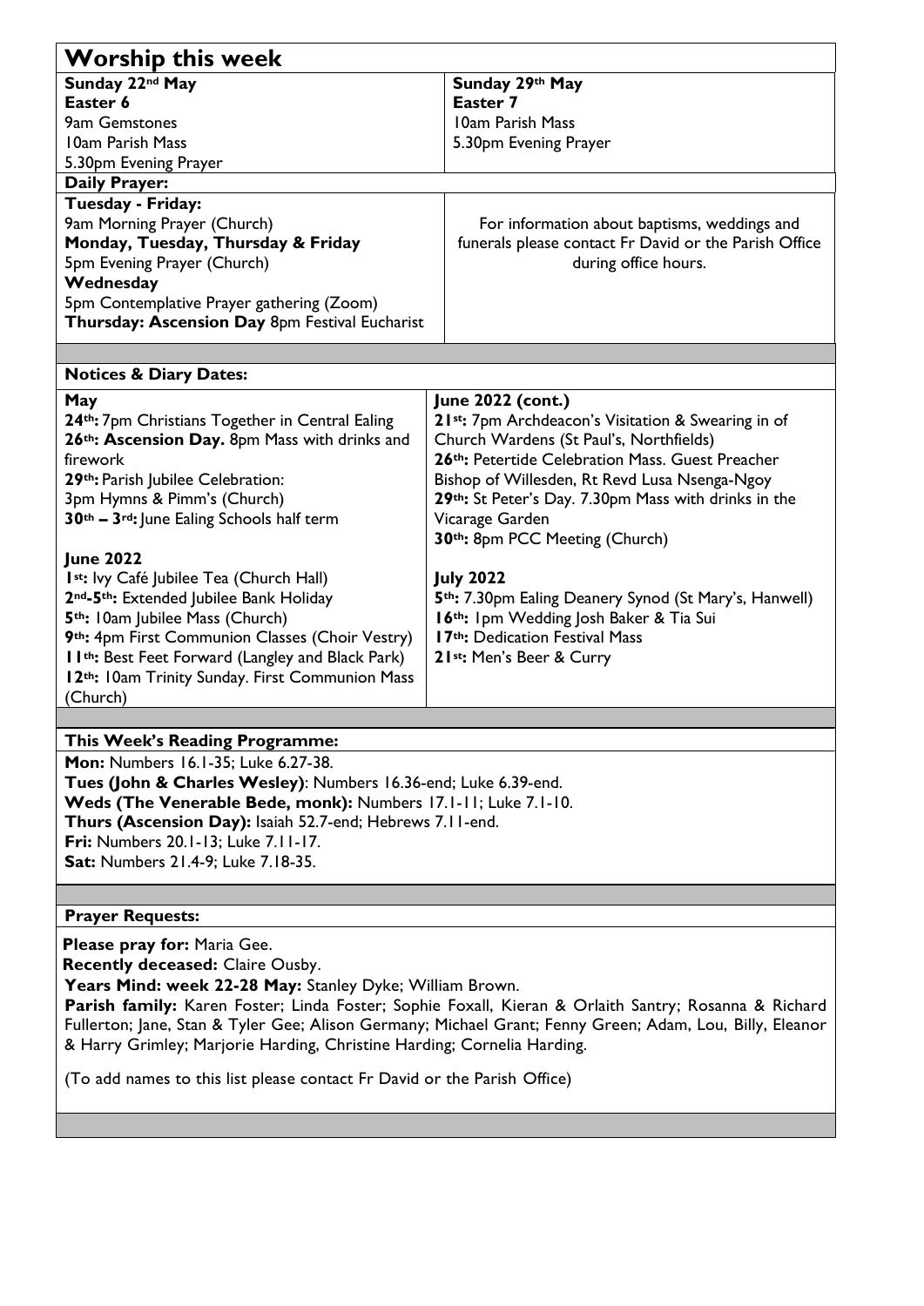## Worship this week

**Sunday 22nd May**
**Easter 6**
9am Gemstones
10am Parish Mass
5.30pm Evening Prayer

**Sunday 29th May**
**Easter 7**
10am Parish Mass
5.30pm Evening Prayer

**Daily Prayer:**

**Tuesday - Friday:**
9am Morning Prayer (Church)
**Monday, Tuesday, Thursday & Friday**
5pm Evening Prayer (Church)
**Wednesday**
5pm Contemplative Prayer gathering (Zoom)
**Thursday: Ascension Day** 8pm Festival Eucharist

For information about baptisms, weddings and funerals please contact Fr David or the Parish Office during office hours.

**Notices & Diary Dates:**

**May**
**24th:** 7pm Christians Together in Central Ealing
**26th: Ascension Day.** 8pm Mass with drinks and firework
**29th:** Parish Jubilee Celebration:
3pm Hymns & Pimm's (Church)
**30th – 3rd:** June Ealing Schools half term

**June 2022**
**1st:** Ivy Café Jubilee Tea (Church Hall)
**2nd-5th:** Extended Jubilee Bank Holiday
**5th:** 10am Jubilee Mass (Church)
**9th:** 4pm First Communion Classes (Choir Vestry)
**11th:** Best Feet Forward (Langley and Black Park)
**12th:** 10am Trinity Sunday. First Communion Mass (Church)

**June 2022 (cont.)**
**21st:** 7pm Archdeacon's Visitation & Swearing in of Church Wardens (St Paul's, Northfields)
**26th:** Petertide Celebration Mass. Guest Preacher Bishop of Willesden, Rt Revd Lusa Nsenga-Ngoy
**29th:** St Peter's Day. 7.30pm Mass with drinks in the Vicarage Garden
**30th:** 8pm PCC Meeting (Church)

**July 2022**
**5th:** 7.30pm Ealing Deanery Synod (St Mary's, Hanwell)
**16th:** 1pm Wedding Josh Baker & Tia Sui
**17th:** Dedication Festival Mass
**21st:** Men's Beer & Curry

**This Week's Reading Programme:**

**Mon:** Numbers 16.1-35; Luke 6.27-38.
**Tues (John & Charles Wesley)**: Numbers 16.36-end; Luke 6.39-end.
**Weds (The Venerable Bede, monk):** Numbers 17.1-11; Luke 7.1-10.
**Thurs (Ascension Day):** Isaiah 52.7-end; Hebrews 7.11-end.
**Fri:** Numbers 20.1-13; Luke 7.11-17.
**Sat:** Numbers 21.4-9; Luke 7.18-35.

**Prayer Requests:**

**Please pray for:** Maria Gee.
**Recently deceased:** Claire Ousby.
**Years Mind: week 22-28 May:** Stanley Dyke; William Brown.
**Parish family:** Karen Foster; Linda Foster; Sophie Foxall, Kieran & Orlaith Santry; Rosanna & Richard Fullerton; Jane, Stan & Tyler Gee; Alison Germany; Michael Grant; Fenny Green; Adam, Lou, Billy, Eleanor & Harry Grimley; Marjorie Harding, Christine Harding; Cornelia Harding.

(To add names to this list please contact Fr David or the Parish Office)